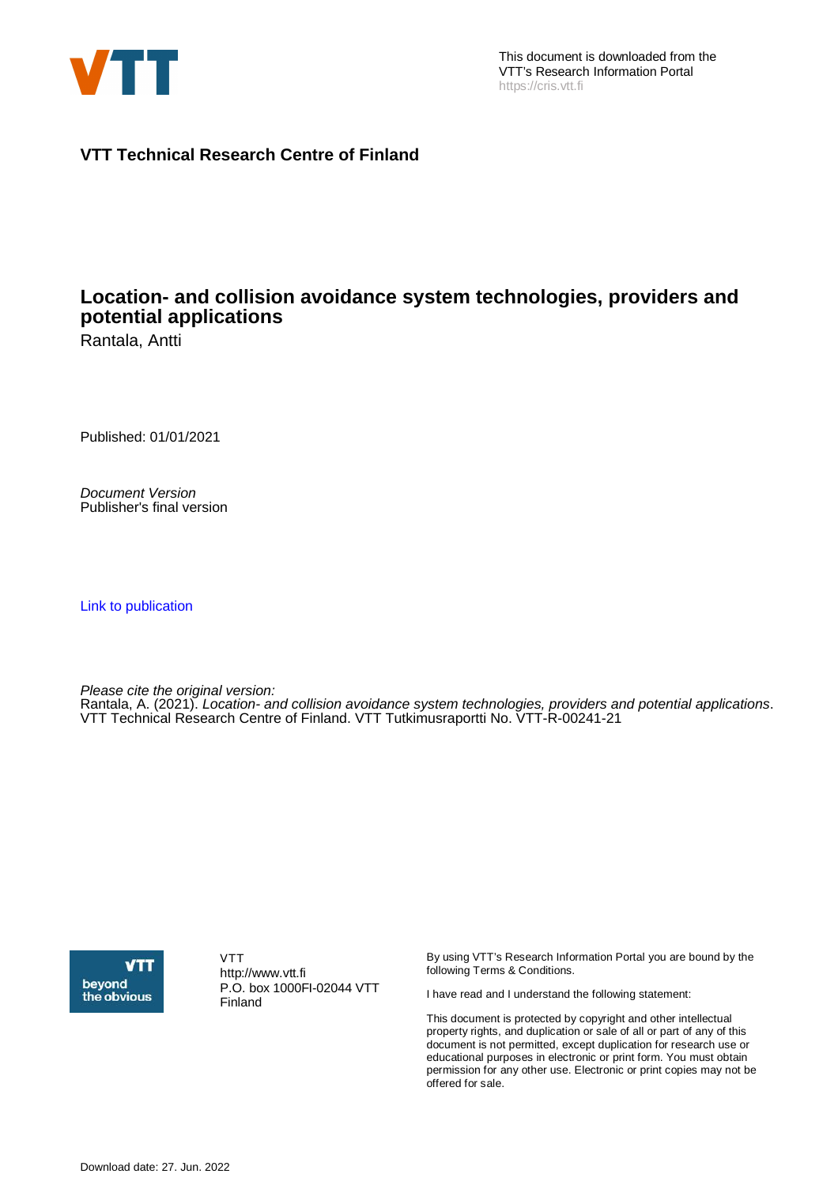This document is downloaded from the VTT's Research Information Portal
https://cris.vtt.fi

**VTT Technical Research Centre of Finland**

# Location- and collision avoidance system technologies, providers and potential applications

Rantala, Antti

Published: 01/01/2021

*Document Version*
Publisher's final version

Link to publication

*Please cite the original version:*
Rantala, A. (2021). *Location- and collision avoidance system technologies, providers and potential applications*. VTT Technical Research Centre of Finland. VTT Tutkimusraportti No. VTT-R-00241-21

VTT
http://www.vtt.fi
P.O. box 1000FI-02044 VTT
Finland

By using VTT's Research Information Portal you are bound by the following Terms & Conditions.

I have read and I understand the following statement:

This document is protected by copyright and other intellectual property rights, and duplication or sale of all or part of any of this document is not permitted, except duplication for research use or educational purposes in electronic or print form. You must obtain permission for any other use. Electronic or print copies may not be offered for sale.

Download date: 27. Jun. 2022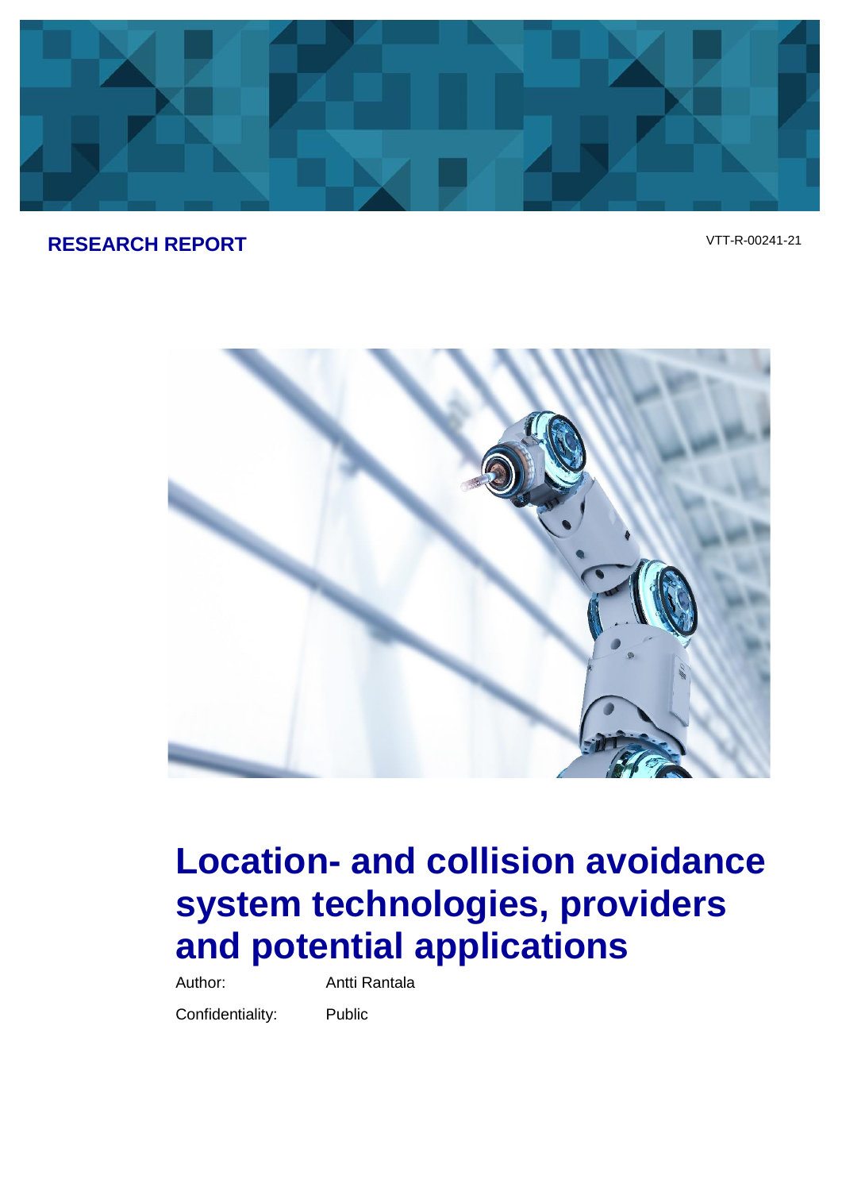**RESEARCH REPORT**

VTT-R-00241-21

# Location- and collision avoidance system technologies, providers and potential applications

Author: Antti Rantala

Confidentiality: Public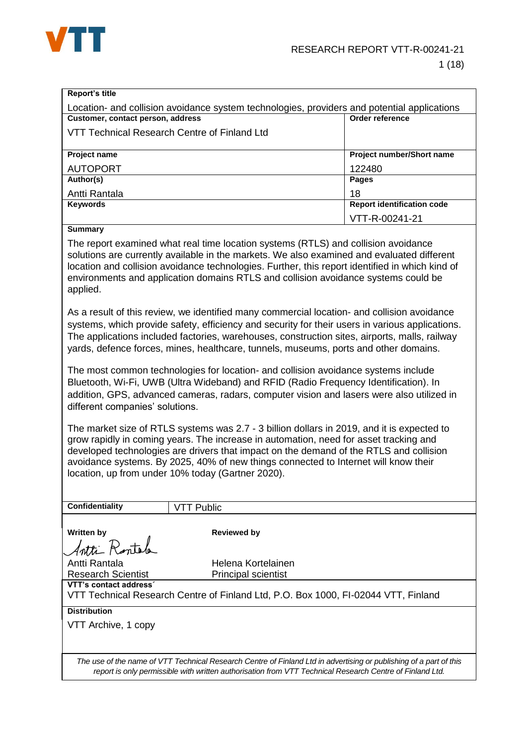RESEARCH REPORT VTT-R-00241-21

| **Report's title** | |
|---|---|
| Location- and collision avoidance system technologies, providers and potential applications | |
| **Customer, contact person, address** | **Order reference** |
| VTT Technical Research Centre of Finland Ltd | |
| **Project name** | **Project number/Short name** |
| AUTOPORT | 122480 |
| **Author(s)** | **Pages** |
| Antti Rantala | 18 |
| **Keywords** | **Report identification code** |
| | VTT-R-00241-21 |

**Summary**

The report examined what real time location systems (RTLS) and collision avoidance solutions are currently available in the markets. We also examined and evaluated different location and collision avoidance technologies. Further, this report identified in which kind of environments and application domains RTLS and collision avoidance systems could be applied.

As a result of this review, we identified many commercial location- and collision avoidance systems, which provide safety, efficiency and security for their users in various applications. The applications included factories, warehouses, construction sites, airports, malls, railway yards, defence forces, mines, healthcare, tunnels, museums, ports and other domains.

The most common technologies for location- and collision avoidance systems include Bluetooth, Wi-Fi, UWB (Ultra Wideband) and RFID (Radio Frequency Identification). In addition, GPS, advanced cameras, radars, computer vision and lasers were also utilized in different companies' solutions.

The market size of RTLS systems was 2.7 - 3 billion dollars in 2019, and it is expected to grow rapidly in coming years. The increase in automation, need for asset tracking and developed technologies are drivers that impact on the demand of the RTLS and collision avoidance systems. By 2025, 40% of new things connected to Internet will know their location, up from under 10% today (Gartner 2020).

| **Confidentiality** | VTT Public |
|---|---|

| **Written by** | **Reviewed by** |
|---|---|
| Antti Rantala<br>Research Scientist | Helena Kortelainen<br>Principal scientist |

**VTT's contact address´**

VTT Technical Research Centre of Finland Ltd, P.O. Box 1000, FI-02044 VTT, Finland

**Distribution**

VTT Archive, 1 copy

*The use of the name of VTT Technical Research Centre of Finland Ltd in advertising or publishing of a part of this report is only permissible with written authorisation from VTT Technical Research Centre of Finland Ltd.*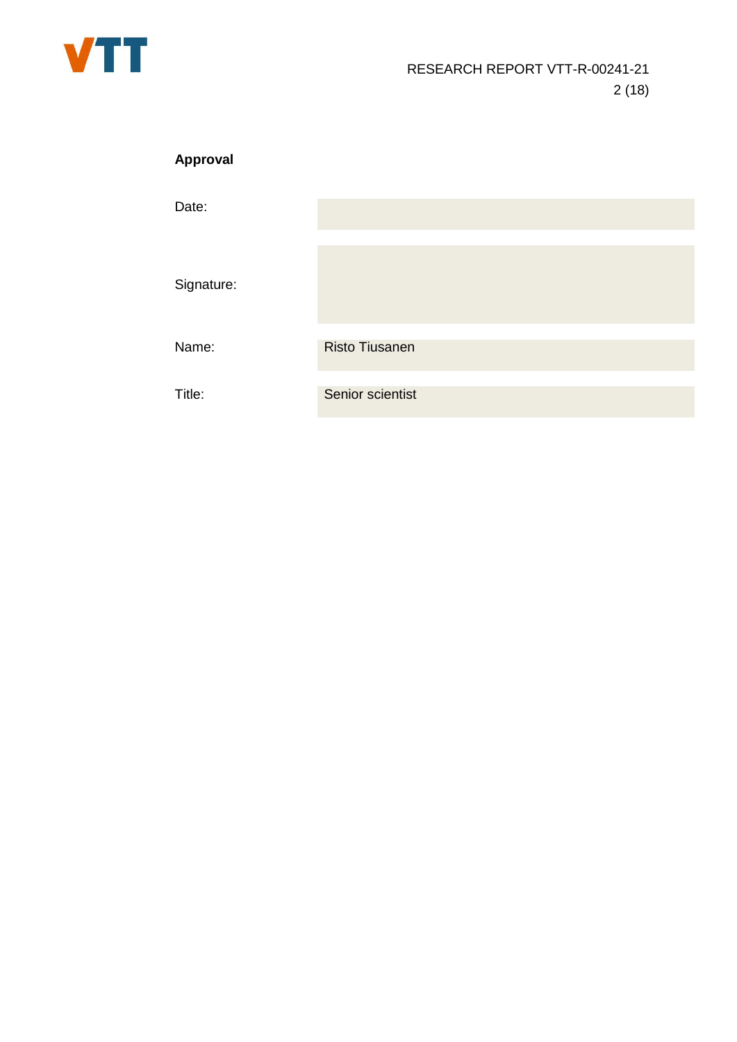**Approval**

| | |
|---|---|
| Date: | |
| Signature: | |
| Name: | Risto Tiusanen |
| Title: | Senior scientist |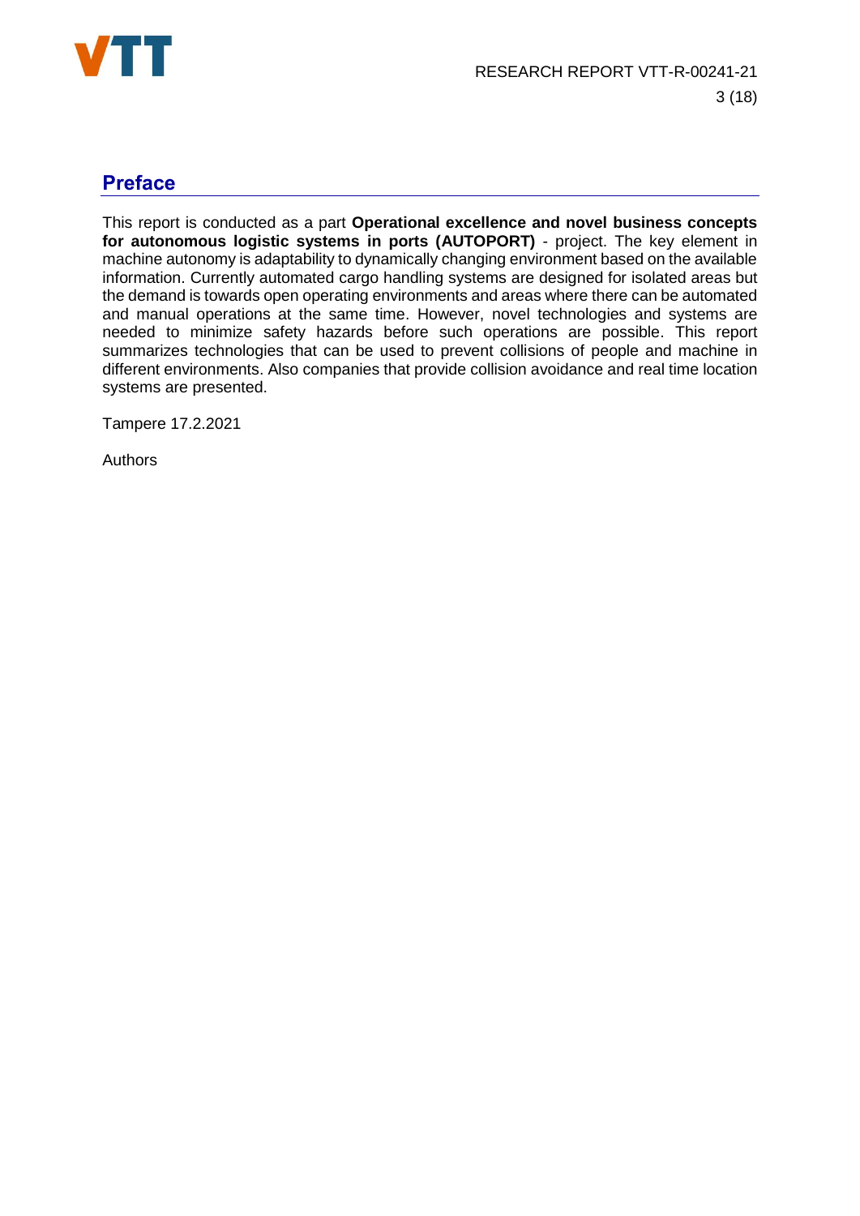# Preface

This report is conducted as a part **Operational excellence and novel business concepts for autonomous logistic systems in ports (AUTOPORT)** - project. The key element in machine autonomy is adaptability to dynamically changing environment based on the available information. Currently automated cargo handling systems are designed for isolated areas but the demand is towards open operating environments and areas where there can be automated and manual operations at the same time. However, novel technologies and systems are needed to minimize safety hazards before such operations are possible. This report summarizes technologies that can be used to prevent collisions of people and machine in different environments. Also companies that provide collision avoidance and real time location systems are presented.

Tampere 17.2.2021

Authors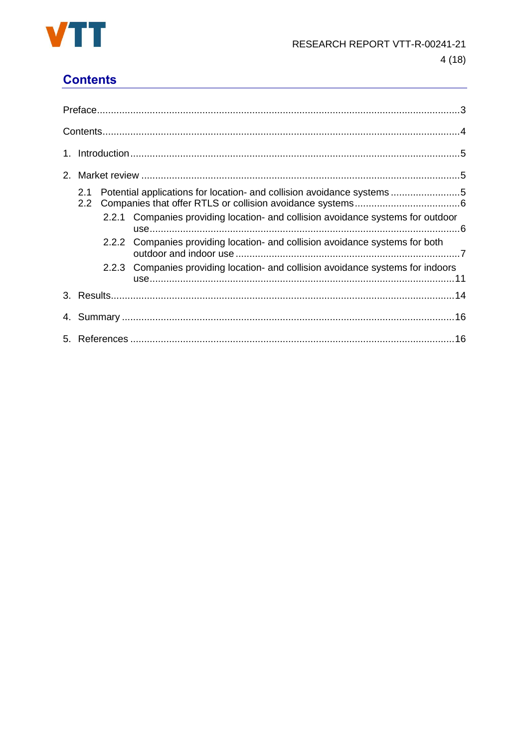## Contents

Preface.......................................................................................................................3

Contents.....................................................................................................................4

1. Introduction.............................................................................................................5

2. Market review..........................................................................................................5

   2.1 Potential applications for location- and collision avoidance systems.........................5
   2.2 Companies that offer RTLS or collision avoidance systems......................................6
      2.2.1 Companies providing location- and collision avoidance systems for outdoor use.........6
      2.2.2 Companies providing location- and collision avoidance systems for both outdoor and indoor use.........7
      2.2.3 Companies providing location- and collision avoidance systems for indoors use.........11

3. Results...................................................................................................................14

4. Summary................................................................................................................16

5. References..............................................................................................................16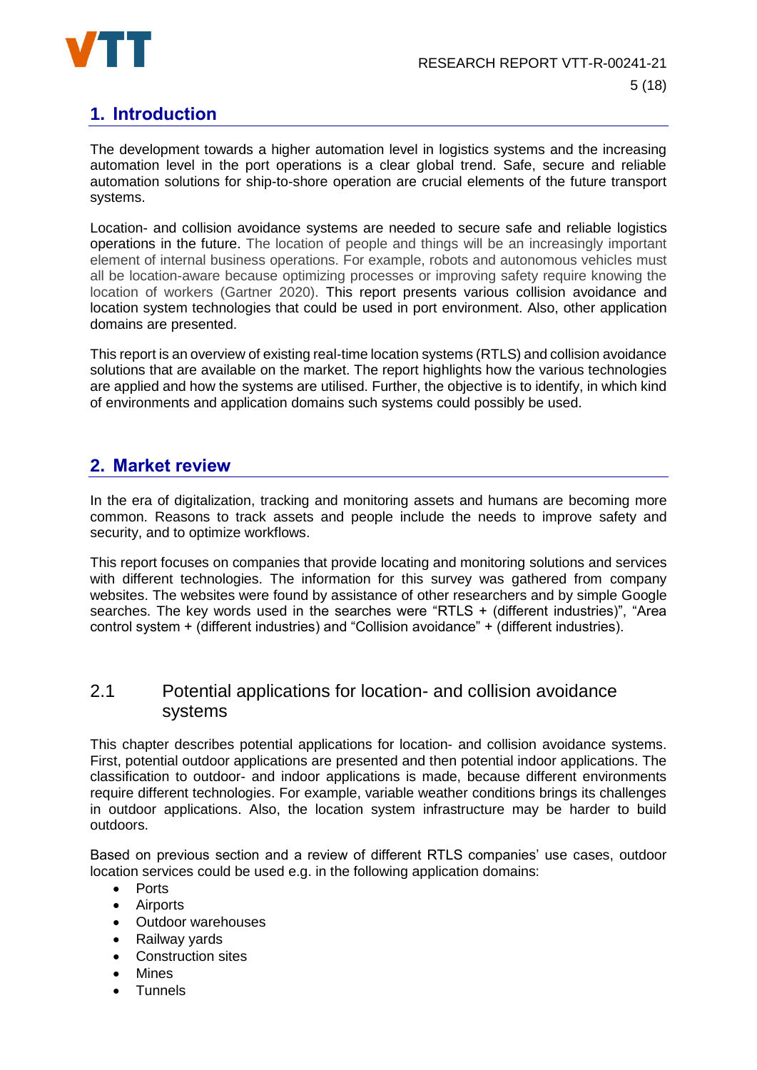# 1. Introduction

The development towards a higher automation level in logistics systems and the increasing automation level in the port operations is a clear global trend. Safe, secure and reliable automation solutions for ship-to-shore operation are crucial elements of the future transport systems.

Location- and collision avoidance systems are needed to secure safe and reliable logistics operations in the future. The location of people and things will be an increasingly important element of internal business operations. For example, robots and autonomous vehicles must all be location-aware because optimizing processes or improving safety require knowing the location of workers (Gartner 2020). This report presents various collision avoidance and location system technologies that could be used in port environment. Also, other application domains are presented.

This report is an overview of existing real-time location systems (RTLS) and collision avoidance solutions that are available on the market. The report highlights how the various technologies are applied and how the systems are utilised. Further, the objective is to identify, in which kind of environments and application domains such systems could possibly be used.

# 2. Market review

In the era of digitalization, tracking and monitoring assets and humans are becoming more common. Reasons to track assets and people include the needs to improve safety and security, and to optimize workflows.

This report focuses on companies that provide locating and monitoring solutions and services with different technologies. The information for this survey was gathered from company websites. The websites were found by assistance of other researchers and by simple Google searches. The key words used in the searches were "RTLS + (different industries)", "Area control system + (different industries) and "Collision avoidance" + (different industries).

## 2.1 Potential applications for location- and collision avoidance systems

This chapter describes potential applications for location- and collision avoidance systems. First, potential outdoor applications are presented and then potential indoor applications. The classification to outdoor- and indoor applications is made, because different environments require different technologies. For example, variable weather conditions brings its challenges in outdoor applications. Also, the location system infrastructure may be harder to build outdoors.

Based on previous section and a review of different RTLS companies' use cases, outdoor location services could be used e.g. in the following application domains:

- Ports
- Airports
- Outdoor warehouses
- Railway yards
- Construction sites
- Mines
- Tunnels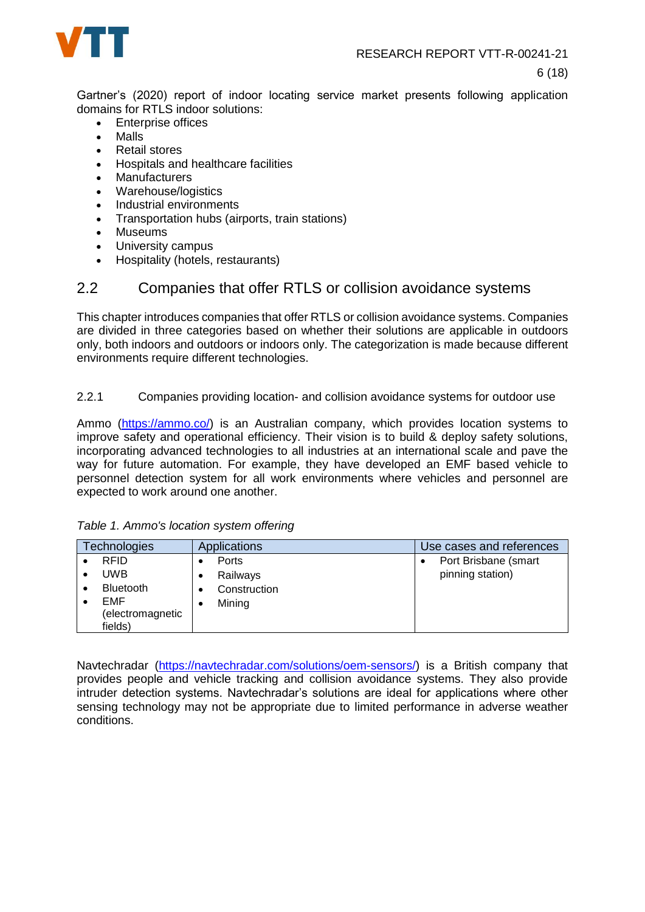Gartner's (2020) report of indoor locating service market presents following application domains for RTLS indoor solutions:

- Enterprise offices
- Malls
- Retail stores
- Hospitals and healthcare facilities
- Manufacturers
- Warehouse/logistics
- Industrial environments
- Transportation hubs (airports, train stations)
- Museums
- University campus
- Hospitality (hotels, restaurants)

## 2.2 Companies that offer RTLS or collision avoidance systems

This chapter introduces companies that offer RTLS or collision avoidance systems. Companies are divided in three categories based on whether their solutions are applicable in outdoors only, both indoors and outdoors or indoors only. The categorization is made because different environments require different technologies.

### 2.2.1 Companies providing location- and collision avoidance systems for outdoor use

Ammo (https://ammo.co/) is an Australian company, which provides location systems to improve safety and operational efficiency. Their vision is to build & deploy safety solutions, incorporating advanced technologies to all industries at an international scale and pave the way for future automation. For example, they have developed an EMF based vehicle to personnel detection system for all work environments where vehicles and personnel are expected to work around one another.

*Table 1. Ammo's location system offering*

| Technologies | Applications | Use cases and references |
|---|---|---|
| • RFID<br>• UWB<br>• Bluetooth<br>• EMF (electromagnetic fields) | • Ports<br>• Railways<br>• Construction<br>• Mining | • Port Brisbane (smart pinning station) |

Navtechradar (https://navtechradar.com/solutions/oem-sensors/) is a British company that provides people and vehicle tracking and collision avoidance systems. They also provide intruder detection systems. Navtechradar's solutions are ideal for applications where other sensing technology may not be appropriate due to limited performance in adverse weather conditions.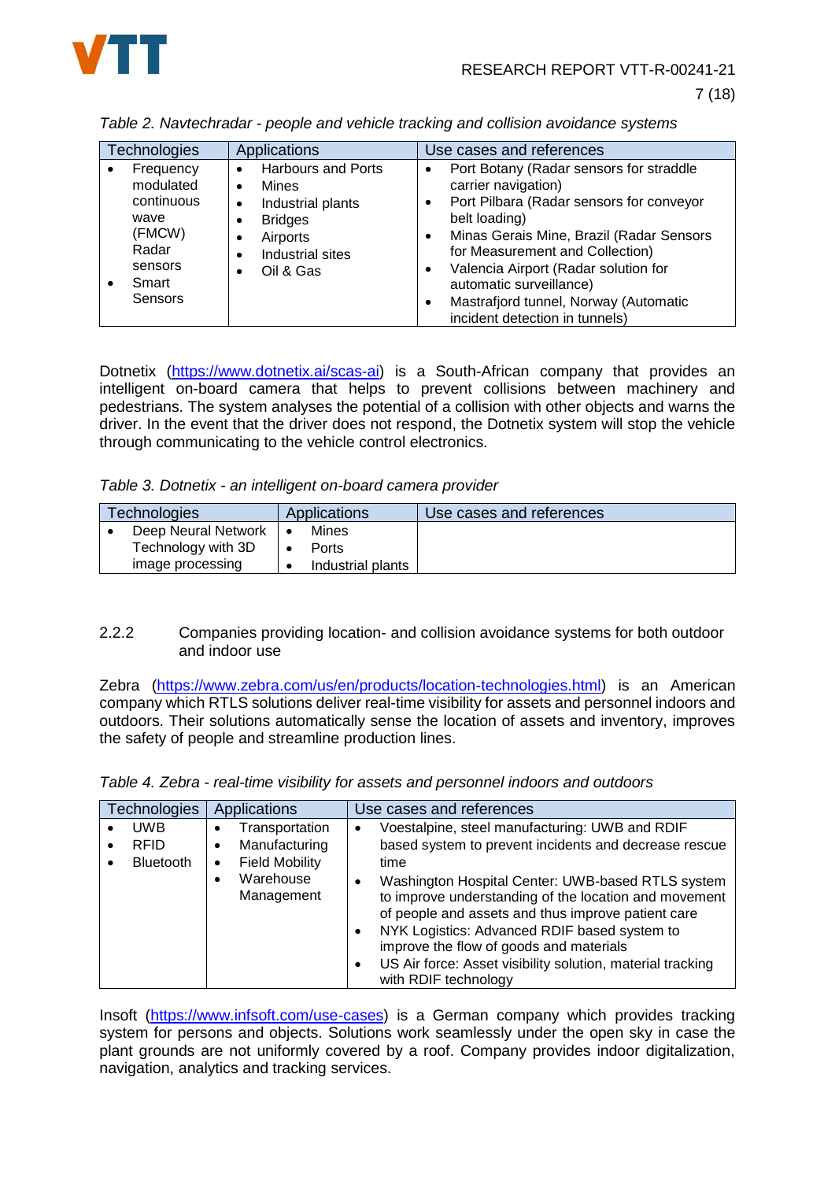*Table 2. Navtechradar - people and vehicle tracking and collision avoidance systems*

| Technologies | Applications | Use cases and references |
|---|---|---|
| • Frequency modulated continuous wave (FMCW) Radar sensors<br>• Smart Sensors | • Harbours and Ports<br>• Mines<br>• Industrial plants<br>• Bridges<br>• Airports<br>• Industrial sites<br>• Oil & Gas | • Port Botany (Radar sensors for straddle carrier navigation)<br>• Port Pilbara (Radar sensors for conveyor belt loading)<br>• Minas Gerais Mine, Brazil (Radar Sensors for Measurement and Collection)<br>• Valencia Airport (Radar solution for automatic surveillance)<br>• Mastrafjord tunnel, Norway (Automatic incident detection in tunnels) |

Dotnetix (https://www.dotnetix.ai/scas-ai) is a South-African company that provides an intelligent on-board camera that helps to prevent collisions between machinery and pedestrians. The system analyses the potential of a collision with other objects and warns the driver. In the event that the driver does not respond, the Dotnetix system will stop the vehicle through communicating to the vehicle control electronics.

*Table 3. Dotnetix - an intelligent on-board camera provider*

| Technologies | Applications | Use cases and references |
|---|---|---|
| • Deep Neural Network Technology with 3D image processing | • Mines<br>• Ports<br>• Industrial plants | |

### 2.2.2 Companies providing location- and collision avoidance systems for both outdoor and indoor use

Zebra (https://www.zebra.com/us/en/products/location-technologies.html) is an American company which RTLS solutions deliver real-time visibility for assets and personnel indoors and outdoors. Their solutions automatically sense the location of assets and inventory, improves the safety of people and streamline production lines.

*Table 4. Zebra - real-time visibility for assets and personnel indoors and outdoors*

| Technologies | Applications | Use cases and references |
|---|---|---|
| • UWB<br>• RFID<br>• Bluetooth | • Transportation<br>• Manufacturing<br>• Field Mobility<br>• Warehouse Management | • Voestalpine, steel manufacturing: UWB and RDIF based system to prevent incidents and decrease rescue time<br>• Washington Hospital Center: UWB-based RTLS system to improve understanding of the location and movement of people and assets and thus improve patient care<br>• NYK Logistics: Advanced RDIF based system to improve the flow of goods and materials<br>• US Air force: Asset visibility solution, material tracking with RDIF technology |

Insoft (https://www.infsoft.com/use-cases) is a German company which provides tracking system for persons and objects. Solutions work seamlessly under the open sky in case the plant grounds are not uniformly covered by a roof. Company provides indoor digitalization, navigation, analytics and tracking services.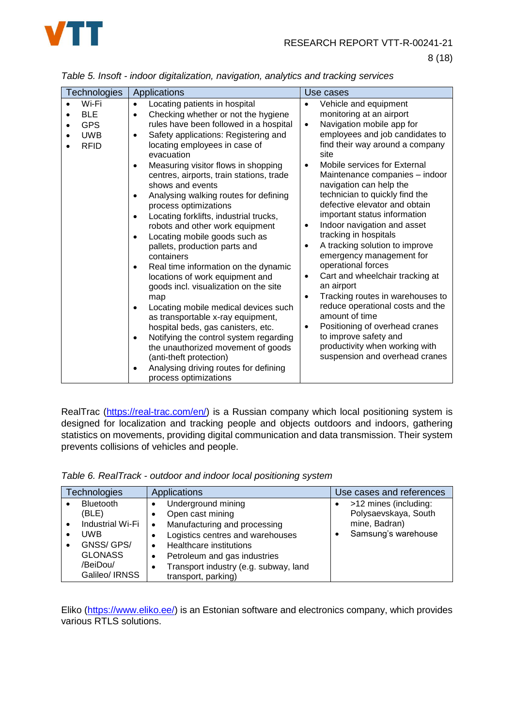*Table 5. Insoft - indoor digitalization, navigation, analytics and tracking services*

| Technologies | Applications | Use cases |
|---|---|---|
| • Wi-Fi<br>• BLE<br>• GPS<br>• UWB<br>• RFID | • Locating patients in hospital<br>• Checking whether or not the hygiene rules have been followed in a hospital<br>• Safety applications: Registering and locating employees in case of evacuation<br>• Measuring visitor flows in shopping centres, airports, train stations, trade shows and events<br>• Analysing walking routes for defining process optimizations<br>• Locating forklifts, industrial trucks, robots and other work equipment<br>• Locating mobile goods such as pallets, production parts and containers<br>• Real time information on the dynamic locations of work equipment and goods incl. visualization on the site map<br>• Locating mobile medical devices such as transportable x-ray equipment, hospital beds, gas canisters, etc.<br>• Notifying the control system regarding the unauthorized movement of goods (anti-theft protection)<br>• Analysing driving routes for defining process optimizations | • Vehicle and equipment monitoring at an airport<br>• Navigation mobile app for employees and job candidates to find their way around a company site<br>• Mobile services for External Maintenance companies – indoor navigation can help the technician to quickly find the defective elevator and obtain important status information<br>• Indoor navigation and asset tracking in hospitals<br>• A tracking solution to improve emergency management for operational forces<br>• Cart and wheelchair tracking at an airport<br>• Tracking routes in warehouses to reduce operational costs and the amount of time<br>• Positioning of overhead cranes to improve safety and productivity when working with suspension and overhead cranes |

RealTrac (https://real-trac.com/en/) is a Russian company which local positioning system is designed for localization and tracking people and objects outdoors and indoors, gathering statistics on movements, providing digital communication and data transmission. Their system prevents collisions of vehicles and people.

*Table 6. RealTrack - outdoor and indoor local positioning system*

| Technologies | Applications | Use cases and references |
|---|---|---|
| • Bluetooth (BLE)<br>• Industrial Wi-Fi<br>• UWB<br>• GNSS/ GPS/ GLONASS /BeiDou/ Galileo/ IRNSS | • Underground mining<br>• Open cast mining<br>• Manufacturing and processing<br>• Logistics centres and warehouses<br>• Healthcare institutions<br>• Petroleum and gas industries<br>• Transport industry (e.g. subway, land transport, parking) | • >12 mines (including: Polysaevskaya, South mine, Badran)<br>• Samsung's warehouse |

Eliko (https://www.eliko.ee/) is an Estonian software and electronics company, which provides various RTLS solutions.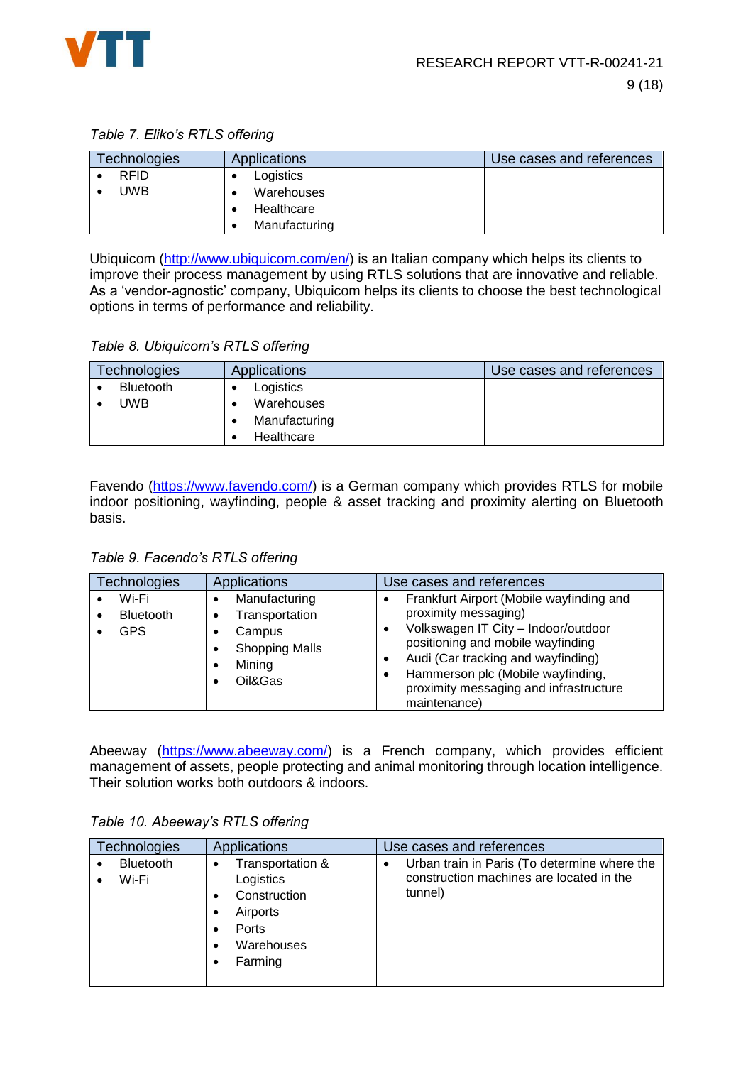*Table 7. Eliko's RTLS offering*

| Technologies | Applications | Use cases and references |
|---|---|---|
| • RFID<br>• UWB | • Logistics<br>• Warehouses<br>• Healthcare<br>• Manufacturing | |

Ubiquicom (http://www.ubiquicom.com/en/) is an Italian company which helps its clients to improve their process management by using RTLS solutions that are innovative and reliable. As a 'vendor-agnostic' company, Ubiquicom helps its clients to choose the best technological options in terms of performance and reliability.

*Table 8. Ubiquicom's RTLS offering*

| Technologies | Applications | Use cases and references |
|---|---|---|
| • Bluetooth<br>• UWB | • Logistics<br>• Warehouses<br>• Manufacturing<br>• Healthcare | |

Favendo (https://www.favendo.com/) is a German company which provides RTLS for mobile indoor positioning, wayfinding, people & asset tracking and proximity alerting on Bluetooth basis.

*Table 9. Facendo's RTLS offering*

| Technologies | Applications | Use cases and references |
|---|---|---|
| • Wi-Fi<br>• Bluetooth<br>• GPS | • Manufacturing<br>• Transportation<br>• Campus<br>• Shopping Malls<br>• Mining<br>• Oil&Gas | • Frankfurt Airport (Mobile wayfinding and proximity messaging)<br>• Volkswagen IT City – Indoor/outdoor positioning and mobile wayfinding<br>• Audi (Car tracking and wayfinding)<br>• Hammerson plc (Mobile wayfinding, proximity messaging and infrastructure maintenance) |

Abeeway (https://www.abeeway.com/) is a French company, which provides efficient management of assets, people protecting and animal monitoring through location intelligence. Their solution works both outdoors & indoors.

*Table 10. Abeeway's RTLS offering*

| Technologies | Applications | Use cases and references |
|---|---|---|
| • Bluetooth<br>• Wi-Fi | • Transportation & Logistics<br>• Construction<br>• Airports<br>• Ports<br>• Warehouses<br>• Farming | • Urban train in Paris (To determine where the construction machines are located in the tunnel) |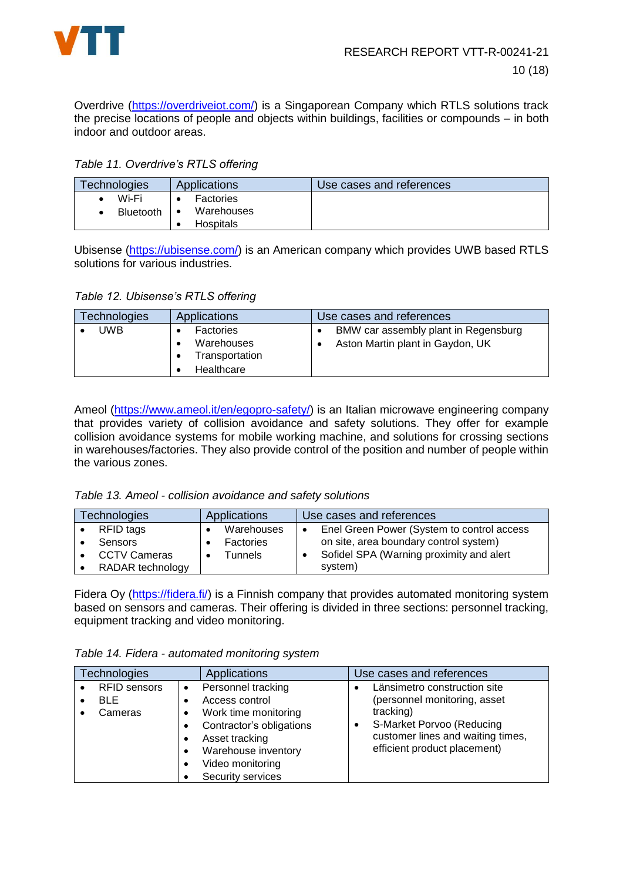Overdrive (https://overdriveiot.com/) is a Singaporean Company which RTLS solutions track the precise locations of people and objects within buildings, facilities or compounds – in both indoor and outdoor areas.

*Table 11. Overdrive's RTLS offering*

| Technologies | Applications | Use cases and references |
|---|---|---|
| • Wi-Fi<br>• Bluetooth | • Factories<br>• Warehouses<br>• Hospitals | |

Ubisense (https://ubisense.com/) is an American company which provides UWB based RTLS solutions for various industries.

*Table 12. Ubisense's RTLS offering*

| Technologies | Applications | Use cases and references |
|---|---|---|
| • UWB | • Factories<br>• Warehouses<br>• Transportation<br>• Healthcare | • BMW car assembly plant in Regensburg<br>• Aston Martin plant in Gaydon, UK |

Ameol (https://www.ameol.it/en/egopro-safety/) is an Italian microwave engineering company that provides variety of collision avoidance and safety solutions. They offer for example collision avoidance systems for mobile working machine, and solutions for crossing sections in warehouses/factories. They also provide control of the position and number of people within the various zones.

*Table 13. Ameol - collision avoidance and safety solutions*

| Technologies | Applications | Use cases and references |
|---|---|---|
| • RFID tags<br>• Sensors<br>• CCTV Cameras<br>• RADAR technology | • Warehouses<br>• Factories<br>• Tunnels | • Enel Green Power (System to control access on site, area boundary control system)<br>• Sofidel SPA (Warning proximity and alert system) |

Fidera Oy (https://fidera.fi/) is a Finnish company that provides automated monitoring system based on sensors and cameras. Their offering is divided in three sections: personnel tracking, equipment tracking and video monitoring.

*Table 14. Fidera - automated monitoring system*

| Technologies | Applications | Use cases and references |
|---|---|---|
| • RFID sensors<br>• BLE<br>• Cameras | • Personnel tracking<br>• Access control<br>• Work time monitoring<br>• Contractor's obligations<br>• Asset tracking<br>• Warehouse inventory<br>• Video monitoring<br>• Security services | • Länsimetro construction site (personnel monitoring, asset tracking)<br>• S-Market Porvoo (Reducing customer lines and waiting times, efficient product placement) |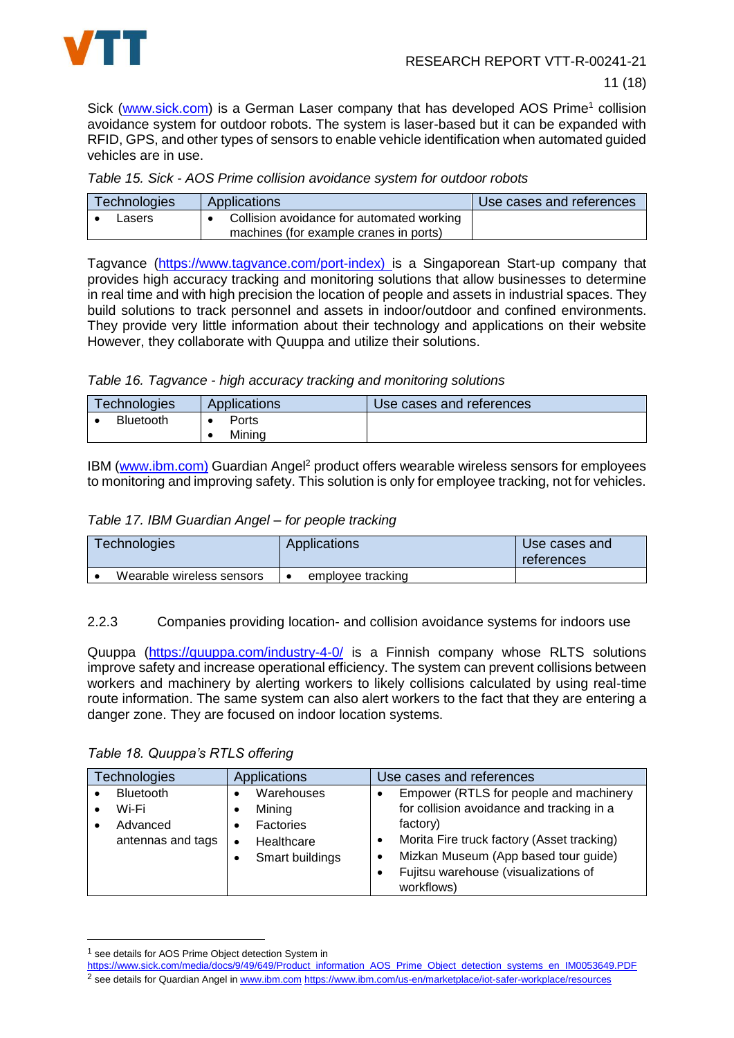Sick (www.sick.com) is a German Laser company that has developed AOS Prime[1] collision avoidance system for outdoor robots. The system is laser-based but it can be expanded with RFID, GPS, and other types of sensors to enable vehicle identification when automated guided vehicles are in use.

*Table 15. Sick - AOS Prime collision avoidance system for outdoor robots*

| Technologies | Applications | Use cases and references |
|---|---|---|
| • Lasers | • Collision avoidance for automated working machines (for example cranes in ports) | |

Tagvance (https://www.tagvance.com/port-index) is a Singaporean Start-up company that provides high accuracy tracking and monitoring solutions that allow businesses to determine in real time and with high precision the location of people and assets in industrial spaces. They build solutions to track personnel and assets in indoor/outdoor and confined environments. They provide very little information about their technology and applications on their website However, they collaborate with Quuppa and utilize their solutions.

*Table 16. Tagvance - high accuracy tracking and monitoring solutions*

| Technologies | Applications | Use cases and references |
|---|---|---|
| • Bluetooth | • Ports<br>• Mining | |

IBM (www.ibm.com) Guardian Angel[2] product offers wearable wireless sensors for employees to monitoring and improving safety. This solution is only for employee tracking, not for vehicles.

*Table 17. IBM Guardian Angel – for people tracking*

| Technologies | Applications | Use cases and references |
|---|---|---|
| • Wearable wireless sensors | • employee tracking | |

### 2.2.3 Companies providing location- and collision avoidance systems for indoors use

Quuppa (https://quuppa.com/industry-4-0/ is a Finnish company whose RLTS solutions improve safety and increase operational efficiency. The system can prevent collisions between workers and machinery by alerting workers to likely collisions calculated by using real-time route information. The same system can also alert workers to the fact that they are entering a danger zone. They are focused on indoor location systems.

*Table 18. Quuppa's RTLS offering*

| Technologies | Applications | Use cases and references |
|---|---|---|
| • Bluetooth<br>• Wi-Fi<br>• Advanced antennas and tags | • Warehouses<br>• Mining<br>• Factories<br>• Healthcare<br>• Smart buildings | • Empower (RTLS for people and machinery for collision avoidance and tracking in a factory)<br>• Morita Fire truck factory (Asset tracking)<br>• Mizkan Museum (App based tour guide)<br>• Fujitsu warehouse (visualizations of workflows) |

[1] see details for AOS Prime Object detection System in https://www.sick.com/media/docs/9/49/649/Product_information_AOS_Prime_Object_detection_systems_en_IM0053649.PDF

[2] see details for Quardian Angel in www.ibm.com https://www.ibm.com/us-en/marketplace/iot-safer-workplace/resources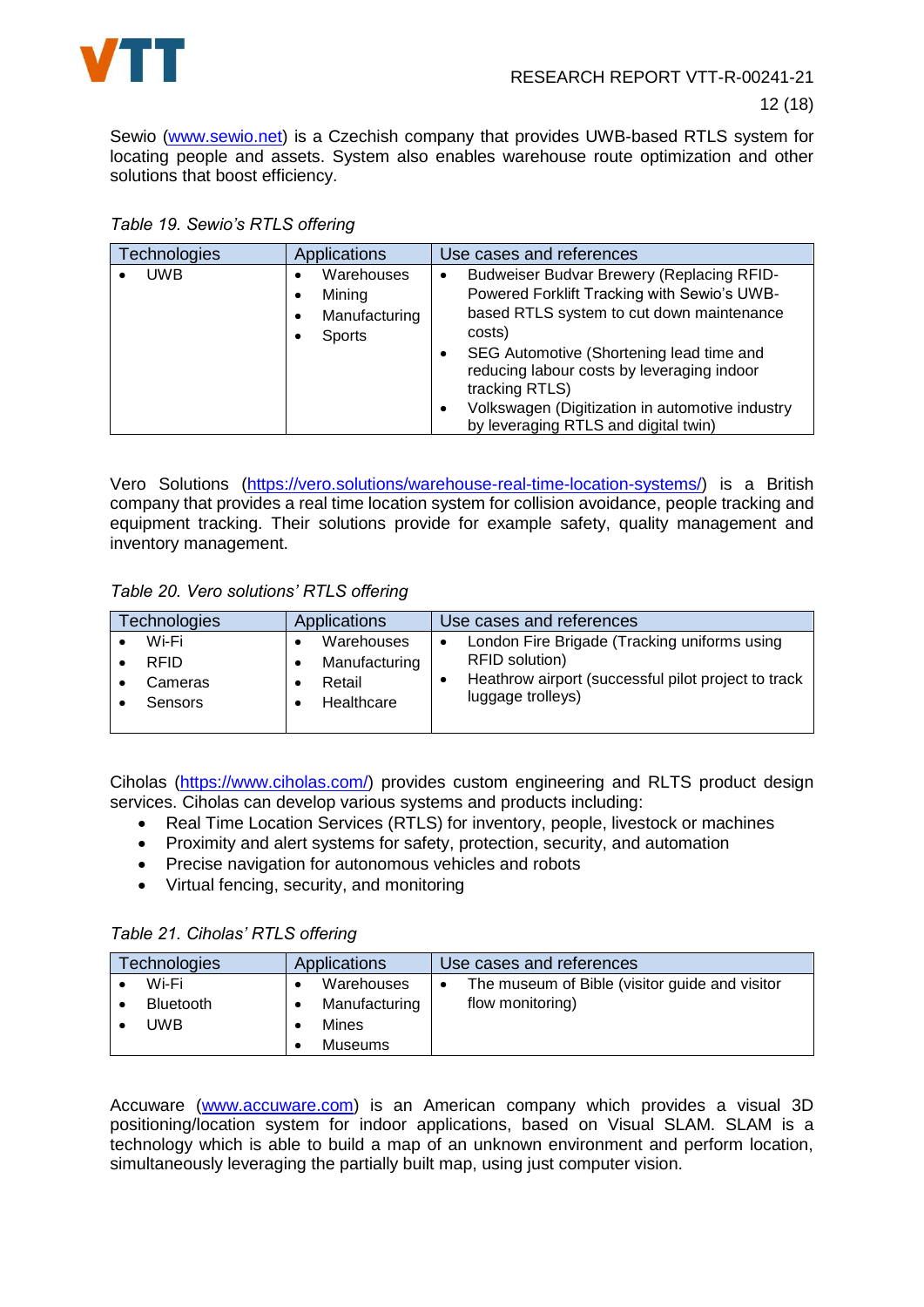Sewio (www.sewio.net) is a Czechish company that provides UWB-based RTLS system for locating people and assets. System also enables warehouse route optimization and other solutions that boost efficiency.

*Table 19. Sewio's RTLS offering*

| Technologies | Applications | Use cases and references |
|---|---|---|
| • UWB | • Warehouses<br>• Mining<br>• Manufacturing<br>• Sports | • Budweiser Budvar Brewery (Replacing RFID-Powered Forklift Tracking with Sewio's UWB-based RTLS system to cut down maintenance costs)<br>• SEG Automotive (Shortening lead time and reducing labour costs by leveraging indoor tracking RTLS)<br>• Volkswagen (Digitization in automotive industry by leveraging RTLS and digital twin) |

Vero Solutions (https://vero.solutions/warehouse-real-time-location-systems/) is a British company that provides a real time location system for collision avoidance, people tracking and equipment tracking. Their solutions provide for example safety, quality management and inventory management.

*Table 20. Vero solutions' RTLS offering*

| Technologies | Applications | Use cases and references |
|---|---|---|
| • Wi-Fi<br>• RFID<br>• Cameras<br>• Sensors | • Warehouses<br>• Manufacturing<br>• Retail<br>• Healthcare | • London Fire Brigade (Tracking uniforms using RFID solution)<br>• Heathrow airport (successful pilot project to track luggage trolleys) |

Ciholas (https://www.ciholas.com/) provides custom engineering and RLTS product design services. Ciholas can develop various systems and products including:

- Real Time Location Services (RTLS) for inventory, people, livestock or machines
- Proximity and alert systems for safety, protection, security, and automation
- Precise navigation for autonomous vehicles and robots
- Virtual fencing, security, and monitoring

*Table 21. Ciholas' RTLS offering*

| Technologies | Applications | Use cases and references |
|---|---|---|
| • Wi-Fi<br>• Bluetooth<br>• UWB | • Warehouses<br>• Manufacturing<br>• Mines<br>• Museums | • The museum of Bible (visitor guide and visitor flow monitoring) |

Accuware (www.accuware.com) is an American company which provides a visual 3D positioning/location system for indoor applications, based on Visual SLAM. SLAM is a technology which is able to build a map of an unknown environment and perform location, simultaneously leveraging the partially built map, using just computer vision.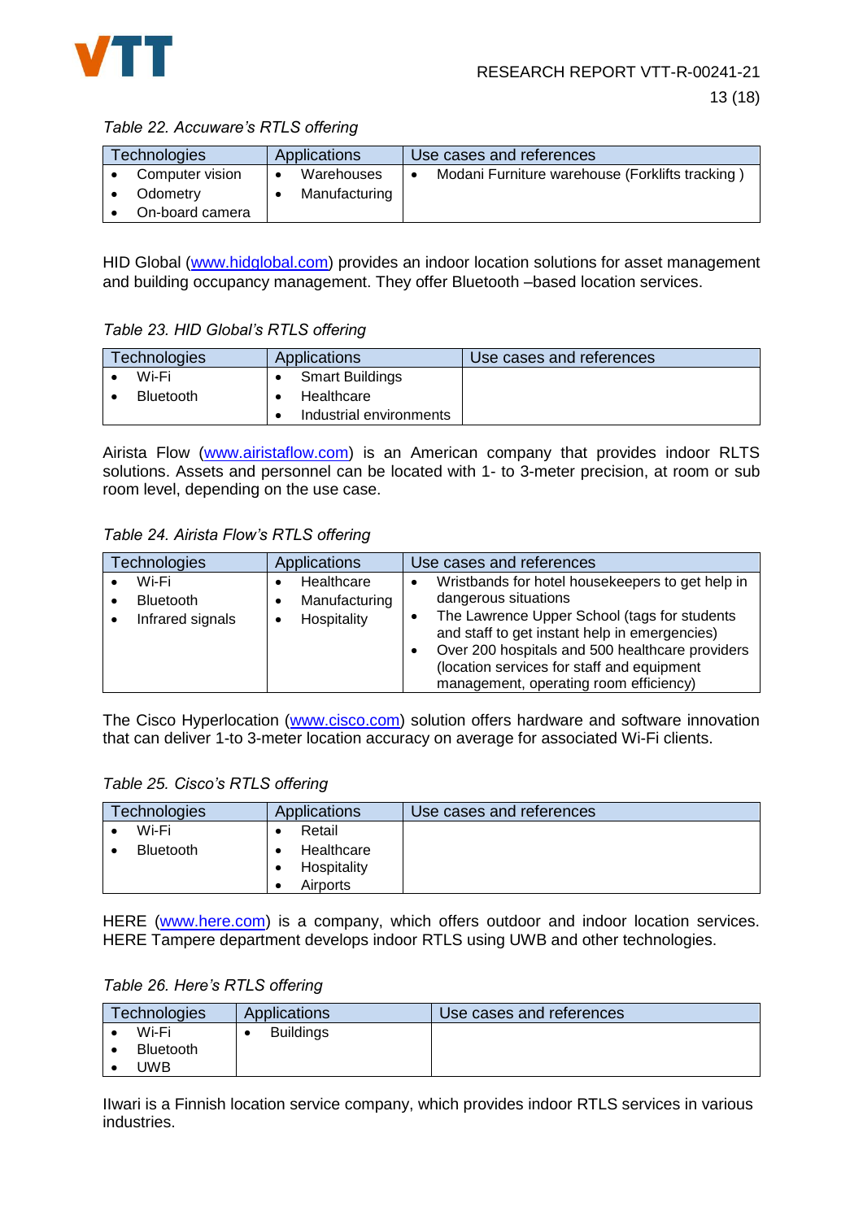Table 22. Accuware's RTLS offering

| Technologies | Applications | Use cases and references |
|---|---|---|
| • Computer vision<br>• Odometry<br>• On-board camera | • Warehouses<br>• Manufacturing | • Modani Furniture warehouse (Forklifts tracking ) |

HID Global (www.hidglobal.com) provides an indoor location solutions for asset management and building occupancy management. They offer Bluetooth –based location services.

Table 23. HID Global's RTLS offering

| Technologies | Applications | Use cases and references |
|---|---|---|
| • Wi-Fi<br>• Bluetooth | • Smart Buildings<br>• Healthcare<br>• Industrial environments | |

Airista Flow (www.airistaflow.com) is an American company that provides indoor RLTS solutions. Assets and personnel can be located with 1- to 3-meter precision, at room or sub room level, depending on the use case.

Table 24. Airista Flow's RTLS offering

| Technologies | Applications | Use cases and references |
|---|---|---|
| • Wi-Fi<br>• Bluetooth<br>• Infrared signals | • Healthcare<br>• Manufacturing<br>• Hospitality | • Wristbands for hotel housekeepers to get help in dangerous situations<br>• The Lawrence Upper School (tags for students and staff to get instant help in emergencies)<br>• Over 200 hospitals and 500 healthcare providers (location services for staff and equipment management, operating room efficiency) |

The Cisco Hyperlocation (www.cisco.com) solution offers hardware and software innovation that can deliver 1-to 3-meter location accuracy on average for associated Wi-Fi clients.

Table 25. Cisco's RTLS offering

| Technologies | Applications | Use cases and references |
|---|---|---|
| • Wi-Fi<br>• Bluetooth | • Retail<br>• Healthcare<br>• Hospitality<br>• Airports | |

HERE (www.here.com) is a company, which offers outdoor and indoor location services. HERE Tampere department develops indoor RTLS using UWB and other technologies.

Table 26. Here's RTLS offering

| Technologies | Applications | Use cases and references |
|---|---|---|
| • Wi-Fi<br>• Bluetooth<br>• UWB | • Buildings | |

Ilwari is a Finnish location service company, which provides indoor RTLS services in various industries.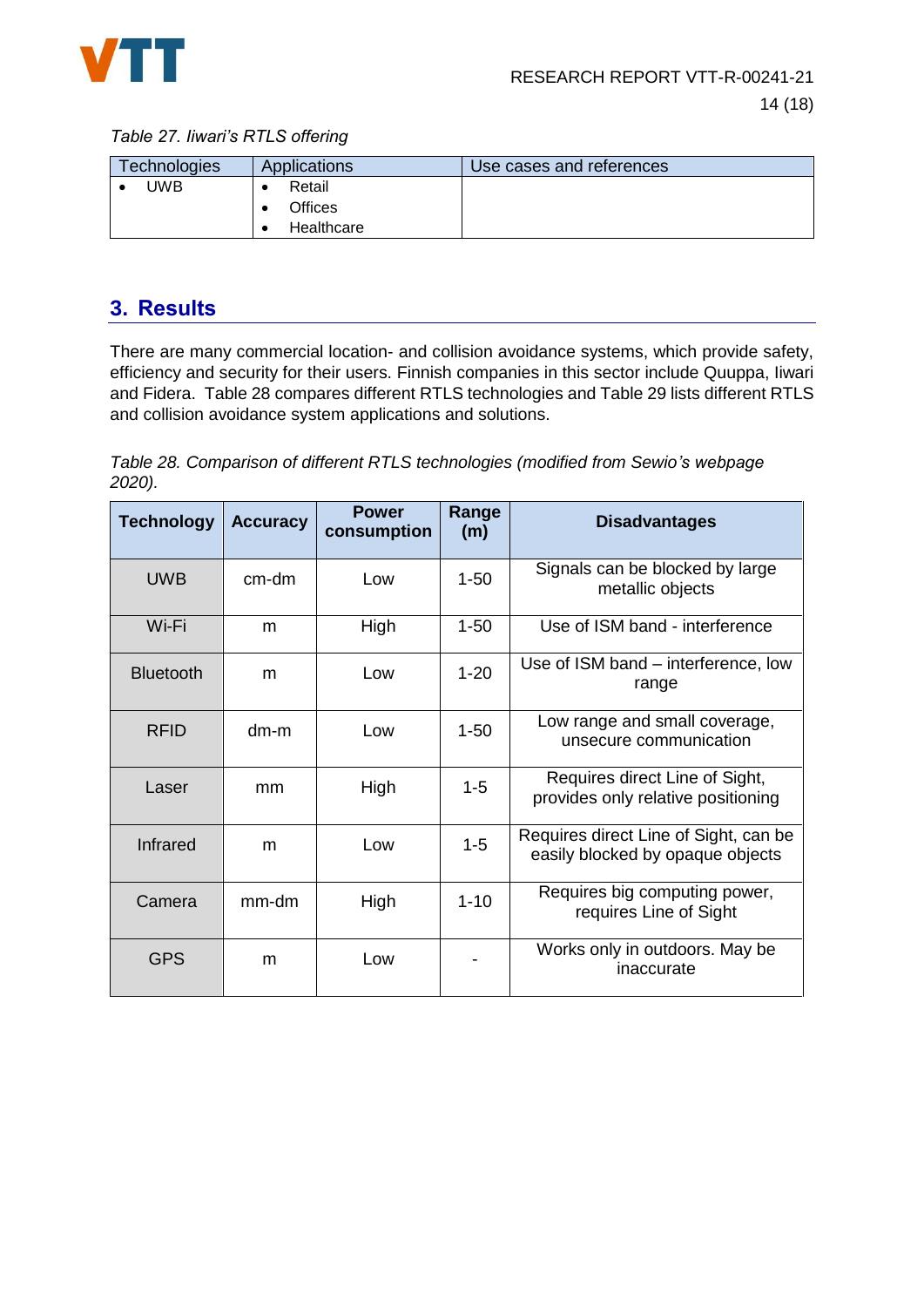*Table 27. Iiwari's RTLS offering*

| Technologies | Applications | Use cases and references |
| --- | --- | --- |
| • UWB | • Retail<br>• Offices<br>• Healthcare | |

## 3. Results

There are many commercial location- and collision avoidance systems, which provide safety, efficiency and security for their users. Finnish companies in this sector include Quuppa, Iiwari and Fidera. Table 28 compares different RTLS technologies and Table 29 lists different RTLS and collision avoidance system applications and solutions.

*Table 28. Comparison of different RTLS technologies (modified from Sewio's webpage 2020).*

| Technology | Accuracy | Power consumption | Range (m) | Disadvantages |
| --- | --- | --- | --- | --- |
| UWB | cm-dm | Low | 1-50 | Signals can be blocked by large metallic objects |
| Wi-Fi | m | High | 1-50 | Use of ISM band - interference |
| Bluetooth | m | Low | 1-20 | Use of ISM band – interference, low range |
| RFID | dm-m | Low | 1-50 | Low range and small coverage, unsecure communication |
| Laser | mm | High | 1-5 | Requires direct Line of Sight, provides only relative positioning |
| Infrared | m | Low | 1-5 | Requires direct Line of Sight, can be easily blocked by opaque objects |
| Camera | mm-dm | High | 1-10 | Requires big computing power, requires Line of Sight |
| GPS | m | Low | - | Works only in outdoors. May be inaccurate |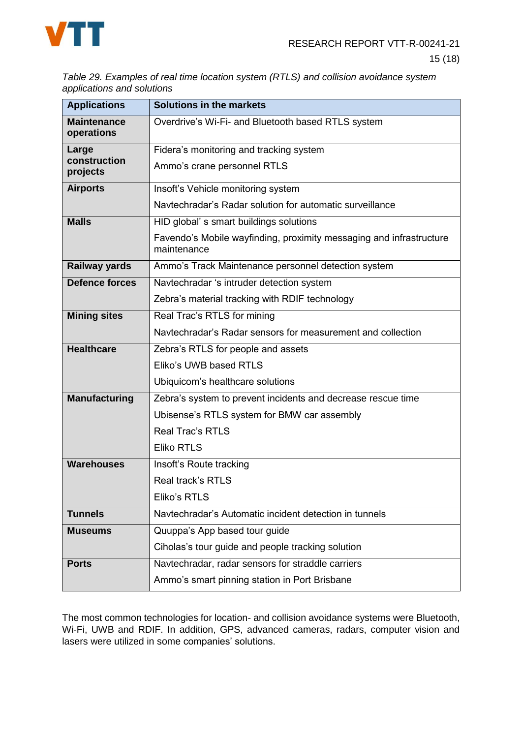*Table 29. Examples of real time location system (RTLS) and collision avoidance system applications and solutions*

| Applications | Solutions in the markets |
|---|---|
| **Maintenance operations** | Overdrive's Wi-Fi- and Bluetooth based RTLS system |
| **Large construction projects** | Fidera's monitoring and tracking system<br>Ammo's crane personnel RTLS |
| **Airports** | Insoft's Vehicle monitoring system<br>Navtechradar's Radar solution for automatic surveillance |
| **Malls** | HID global' s smart buildings solutions<br>Favendo's Mobile wayfinding, proximity messaging and infrastructure maintenance |
| **Railway yards** | Ammo's Track Maintenance personnel detection system |
| **Defence forces** | Navtechradar 's intruder detection system<br>Zebra's material tracking with RDIF technology |
| **Mining sites** | Real Trac's RTLS for mining<br>Navtechradar's Radar sensors for measurement and collection |
| **Healthcare** | Zebra's RTLS for people and assets<br>Eliko's UWB based RTLS<br>Ubiquicom's healthcare solutions |
| **Manufacturing** | Zebra's system to prevent incidents and decrease rescue time<br>Ubisense's RTLS system for BMW car assembly<br>Real Trac's RTLS<br>Eliko RTLS |
| **Warehouses** | Insoft's Route tracking<br>Real track's RTLS<br>Eliko's RTLS |
| **Tunnels** | Navtechradar's Automatic incident detection in tunnels |
| **Museums** | Quuppa's App based tour guide<br>Ciholas's tour guide and people tracking solution |
| **Ports** | Navtechradar, radar sensors for straddle carriers<br>Ammo's smart pinning station in Port Brisbane |

The most common technologies for location- and collision avoidance systems were Bluetooth, Wi-Fi, UWB and RDIF. In addition, GPS, advanced cameras, radars, computer vision and lasers were utilized in some companies' solutions.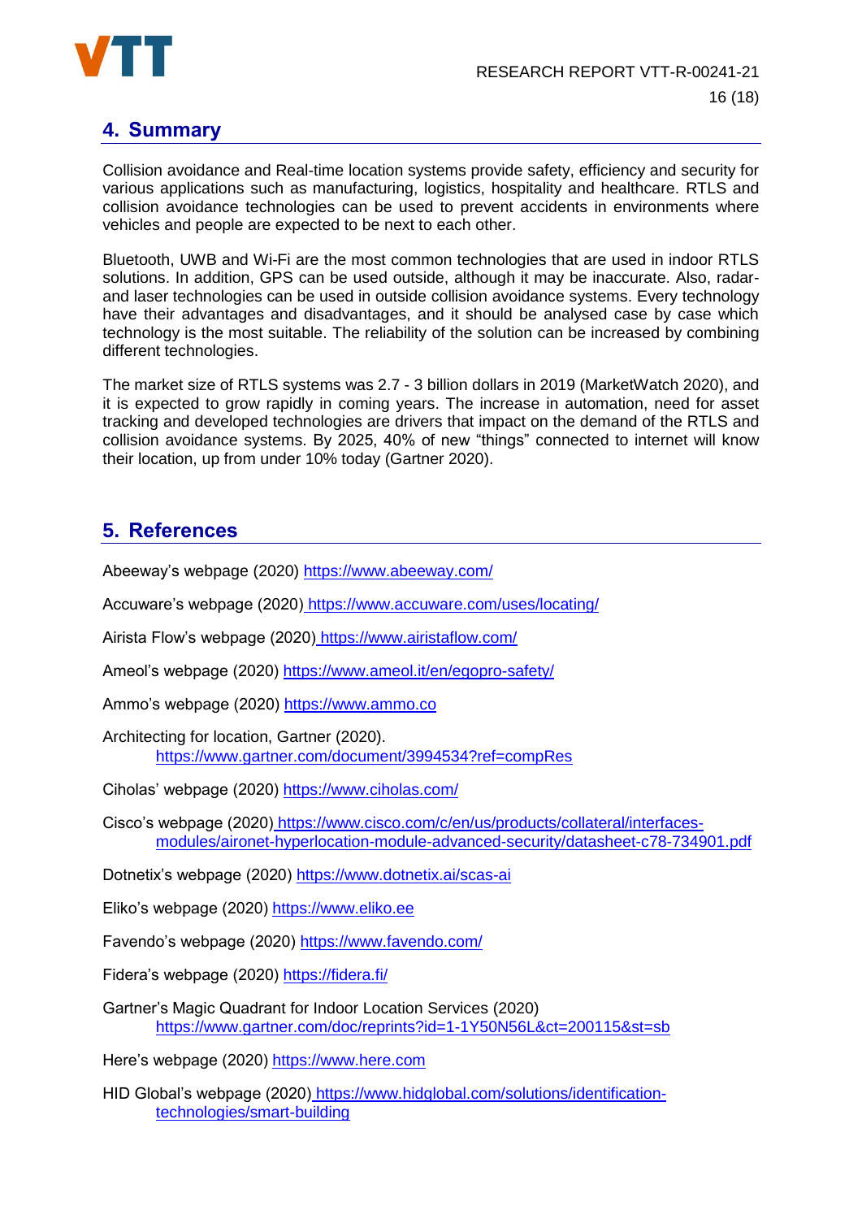## 4. Summary

Collision avoidance and Real-time location systems provide safety, efficiency and security for various applications such as manufacturing, logistics, hospitality and healthcare. RTLS and collision avoidance technologies can be used to prevent accidents in environments where vehicles and people are expected to be next to each other.

Bluetooth, UWB and Wi-Fi are the most common technologies that are used in indoor RTLS solutions. In addition, GPS can be used outside, although it may be inaccurate. Also, radar- and laser technologies can be used in outside collision avoidance systems. Every technology have their advantages and disadvantages, and it should be analysed case by case which technology is the most suitable. The reliability of the solution can be increased by combining different technologies.

The market size of RTLS systems was 2.7 - 3 billion dollars in 2019 (MarketWatch 2020), and it is expected to grow rapidly in coming years. The increase in automation, need for asset tracking and developed technologies are drivers that impact on the demand of the RTLS and collision avoidance systems. By 2025, 40% of new "things" connected to internet will know their location, up from under 10% today (Gartner 2020).

## 5. References

Abeeway's webpage (2020) https://www.abeeway.com/

Accuware's webpage (2020) https://www.accuware.com/uses/locating/

Airista Flow's webpage (2020) https://www.airistaflow.com/

Ameol's webpage (2020) https://www.ameol.it/en/egopro-safety/

Ammo's webpage (2020) https://www.ammo.co

Architecting for location, Gartner (2020). https://www.gartner.com/document/3994534?ref=compRes

Ciholas' webpage (2020) https://www.ciholas.com/

Cisco's webpage (2020) https://www.cisco.com/c/en/us/products/collateral/interfaces-modules/aironet-hyperlocation-module-advanced-security/datasheet-c78-734901.pdf

Dotnetix's webpage (2020) https://www.dotnetix.ai/scas-ai

Eliko's webpage (2020) https://www.eliko.ee

Favendo's webpage (2020) https://www.favendo.com/

Fidera's webpage (2020) https://fidera.fi/

Gartner's Magic Quadrant for Indoor Location Services (2020) https://www.gartner.com/doc/reprints?id=1-1Y50N56L&ct=200115&st=sb

Here's webpage (2020) https://www.here.com

HID Global's webpage (2020) https://www.hidglobal.com/solutions/identification-technologies/smart-building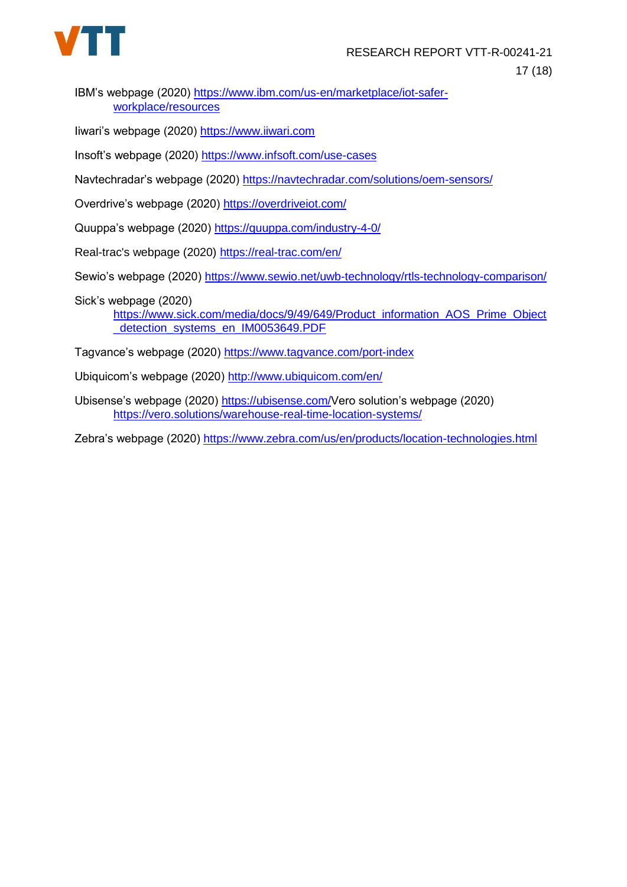IBM's webpage (2020) https://www.ibm.com/us-en/marketplace/iot-safer-workplace/resources

Iiwari's webpage (2020) https://www.iiwari.com

Insoft's webpage (2020) https://www.infsoft.com/use-cases

Navtechradar's webpage (2020) https://navtechradar.com/solutions/oem-sensors/

Overdrive's webpage (2020) https://overdriveiot.com/

Quuppa's webpage (2020) https://quuppa.com/industry-4-0/

Real-trac's webpage (2020) https://real-trac.com/en/

Sewio's webpage (2020) https://www.sewio.net/uwb-technology/rtls-technology-comparison/

Sick's webpage (2020) https://www.sick.com/media/docs/9/49/649/Product_information_AOS_Prime_Object_detection_systems_en_IM0053649.PDF

Tagvance's webpage (2020) https://www.tagvance.com/port-index

Ubiquicom's webpage (2020) http://www.ubiquicom.com/en/

Ubisense's webpage (2020) https://ubisense.com/Vero solution's webpage (2020) https://vero.solutions/warehouse-real-time-location-systems/

Zebra's webpage (2020) https://www.zebra.com/us/en/products/location-technologies.html